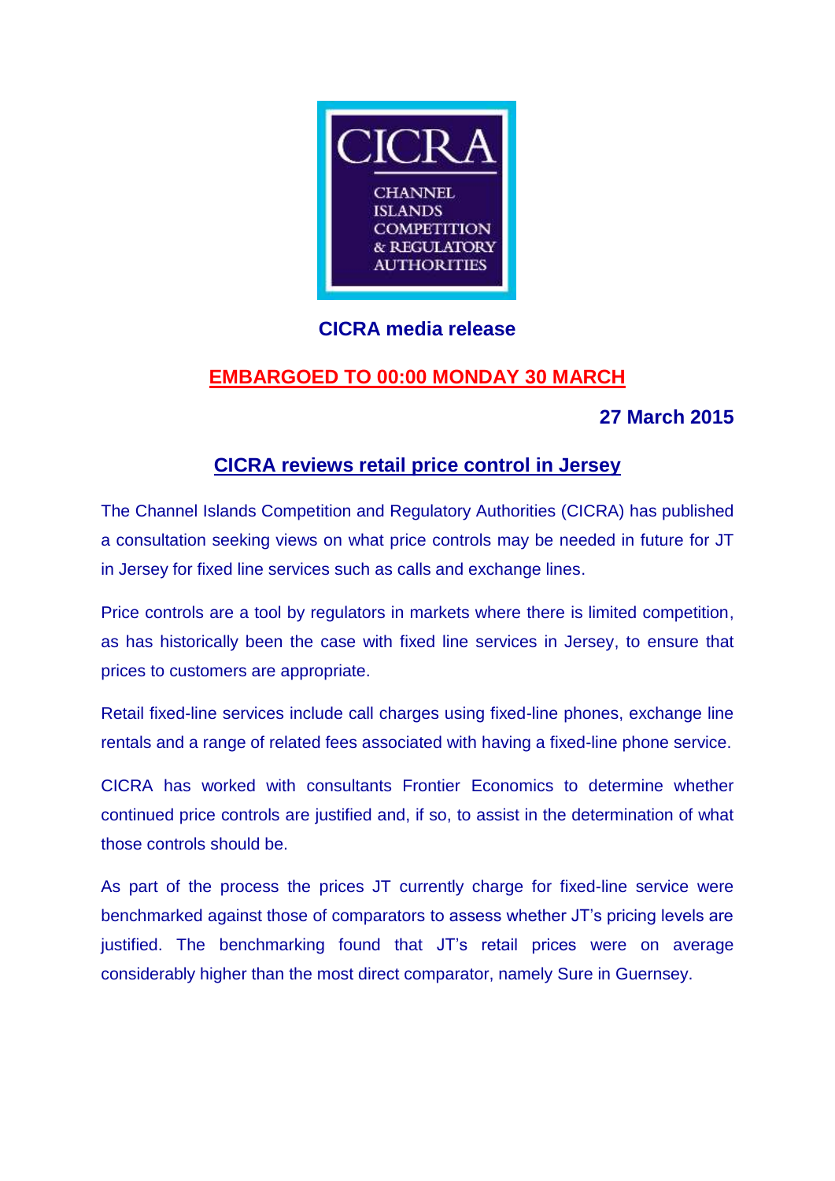CICRA

CHANNEL ISLANDS COMPETITION & REGULATORY AUTHORITIES

**CICRA media release**

**EMBARGOED TO 00:00 MONDAY 30 MARCH**

**27 March 2015**

## CICRA reviews retail price control in Jersey

The Channel Islands Competition and Regulatory Authorities (CICRA) has published a consultation seeking views on what price controls may be needed in future for JT in Jersey for fixed line services such as calls and exchange lines.

Price controls are a tool by regulators in markets where there is limited competition, as has historically been the case with fixed line services in Jersey, to ensure that prices to customers are appropriate.

Retail fixed-line services include call charges using fixed-line phones, exchange line rentals and a range of related fees associated with having a fixed-line phone service.

CICRA has worked with consultants Frontier Economics to determine whether continued price controls are justified and, if so, to assist in the determination of what those controls should be.

As part of the process the prices JT currently charge for fixed-line service were benchmarked against those of comparators to assess whether JT's pricing levels are justified. The benchmarking found that JT's retail prices were on average considerably higher than the most direct comparator, namely Sure in Guernsey.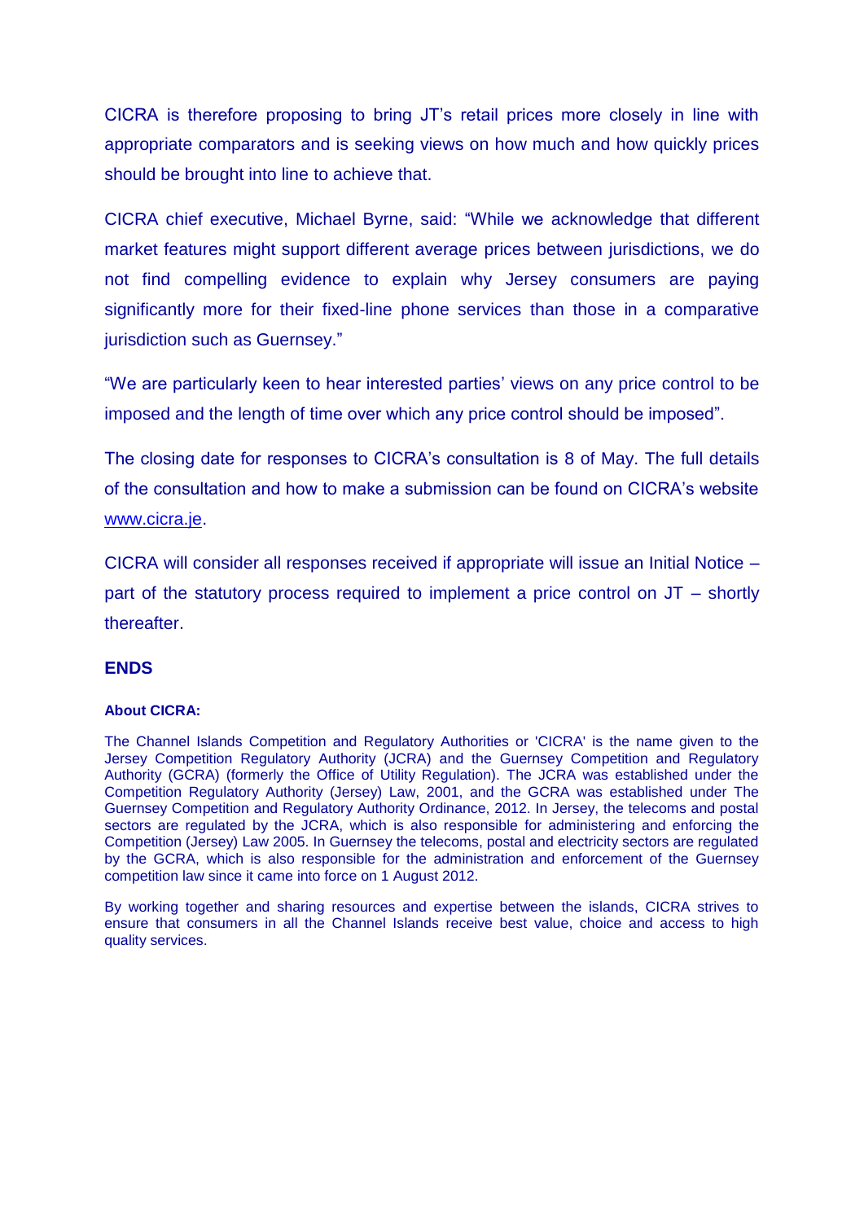CICRA is therefore proposing to bring JT's retail prices more closely in line with appropriate comparators and is seeking views on how much and how quickly prices should be brought into line to achieve that.

CICRA chief executive, Michael Byrne, said: "While we acknowledge that different market features might support different average prices between jurisdictions, we do not find compelling evidence to explain why Jersey consumers are paying significantly more for their fixed-line phone services than those in a comparative jurisdiction such as Guernsey."

"We are particularly keen to hear interested parties' views on any price control to be imposed and the length of time over which any price control should be imposed".

The closing date for responses to CICRA's consultation is 8 of May. The full details of the consultation and how to make a submission can be found on CICRA's website www.cicra.je.

CICRA will consider all responses received if appropriate will issue an Initial Notice – part of the statutory process required to implement a price control on JT – shortly thereafter.

**ENDS**

**About CICRA:**

The Channel Islands Competition and Regulatory Authorities or 'CICRA' is the name given to the Jersey Competition Regulatory Authority (JCRA) and the Guernsey Competition and Regulatory Authority (GCRA) (formerly the Office of Utility Regulation). The JCRA was established under the Competition Regulatory Authority (Jersey) Law, 2001, and the GCRA was established under The Guernsey Competition and Regulatory Authority Ordinance, 2012. In Jersey, the telecoms and postal sectors are regulated by the JCRA, which is also responsible for administering and enforcing the Competition (Jersey) Law 2005. In Guernsey the telecoms, postal and electricity sectors are regulated by the GCRA, which is also responsible for the administration and enforcement of the Guernsey competition law since it came into force on 1 August 2012.

By working together and sharing resources and expertise between the islands, CICRA strives to ensure that consumers in all the Channel Islands receive best value, choice and access to high quality services.